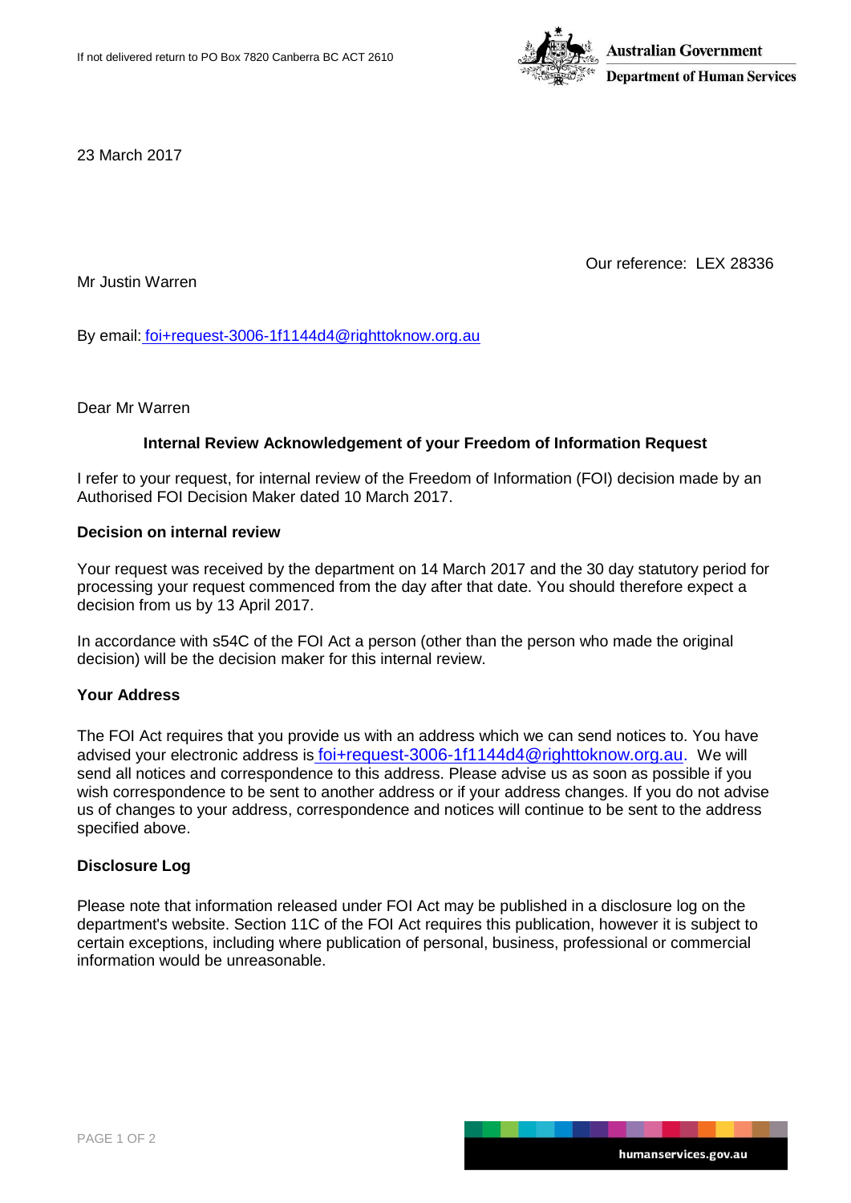If not delivered return to PO Box 7820 Canberra BC ACT 2610

**Australian Government**
**Department of Human Services**

23 March 2017

Our reference: LEX 28336

Mr Justin Warren

By email: foi+request-3006-1f1144d4@righttoknow.org.au

Dear Mr Warren

**Internal Review Acknowledgement of your Freedom of Information Request**

I refer to your request, for internal review of the Freedom of Information (FOI) decision made by an Authorised FOI Decision Maker dated 10 March 2017.

**Decision on internal review**

Your request was received by the department on 14 March 2017 and the 30 day statutory period for processing your request commenced from the day after that date. You should therefore expect a decision from us by 13 April 2017.

In accordance with s54C of the FOI Act a person (other than the person who made the original decision) will be the decision maker for this internal review.

**Your Address**

The FOI Act requires that you provide us with an address which we can send notices to. You have advised your electronic address is foi+request-3006-1f1144d4@righttoknow.org.au. We will send all notices and correspondence to this address. Please advise us as soon as possible if you wish correspondence to be sent to another address or if your address changes. If you do not advise us of changes to your address, correspondence and notices will continue to be sent to the address specified above.

**Disclosure Log**

Please note that information released under FOI Act may be published in a disclosure log on the department's website. Section 11C of the FOI Act requires this publication, however it is subject to certain exceptions, including where publication of personal, business, professional or commercial information would be unreasonable.

humanservices.gov.au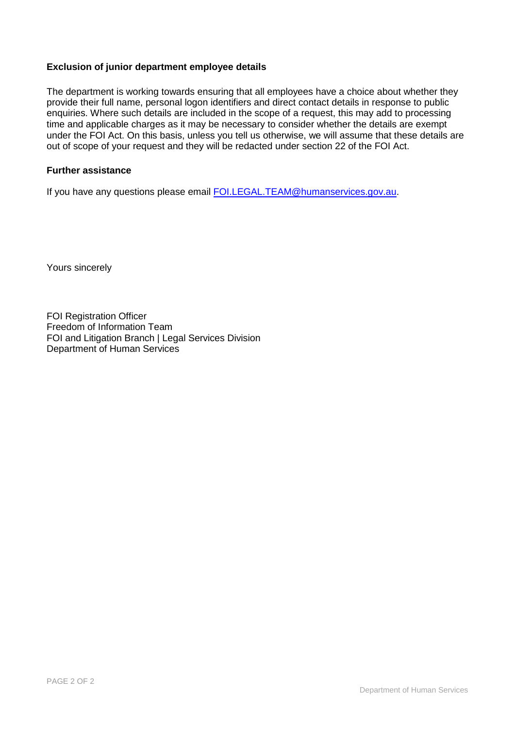**Exclusion of junior department employee details**

The department is working towards ensuring that all employees have a choice about whether they provide their full name, personal logon identifiers and direct contact details in response to public enquiries. Where such details are included in the scope of a request, this may add to processing time and applicable charges as it may be necessary to consider whether the details are exempt under the FOI Act. On this basis, unless you tell us otherwise, we will assume that these details are out of scope of your request and they will be redacted under section 22 of the FOI Act.

**Further assistance**

If you have any questions please email FOI.LEGAL.TEAM@humanservices.gov.au.

Yours sincerely

FOI Registration Officer
Freedom of Information Team
FOI and Litigation Branch | Legal Services Division
Department of Human Services